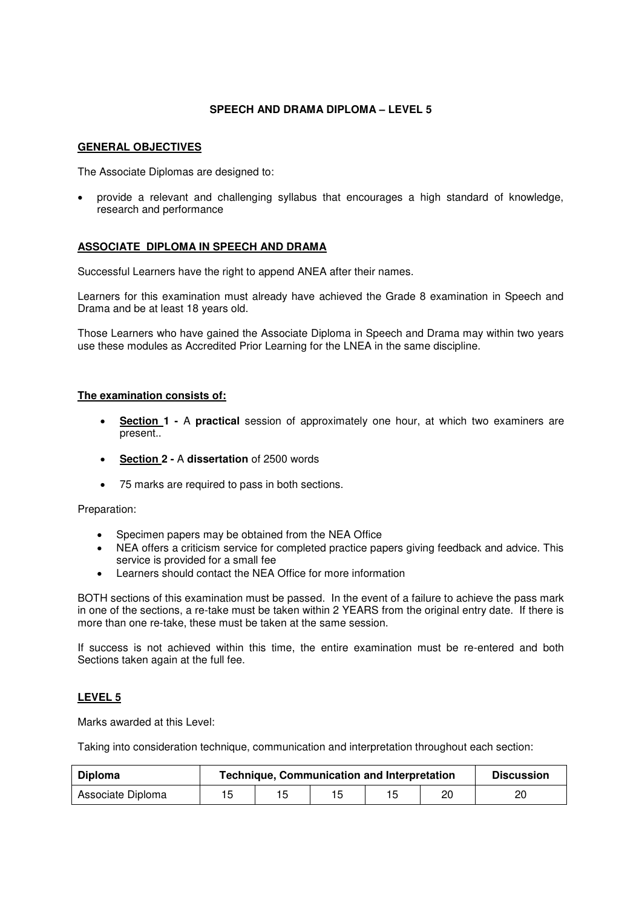# SPEECH AND DRAMA DIPLOMA – LEVEL 5

## GENERAL OBJECTIVES

The Associate Diplomas are designed to:

- provide a relevant and challenging syllabus that encourages a high standard of knowledge, research and performance

## ASSOCIATE DIPLOMA IN SPEECH AND DRAMA

Successful Learners have the right to append ANEA after their names.

Learners for this examination must already have achieved the Grade 8 examination in Speech and Drama and be at least 18 years old.

Those Learners who have gained the Associate Diploma in Speech and Drama may within two years use these modules as Accredited Prior Learning for the LNEA in the same discipline.

### The examination consists of:

- **Section 1 -** A **practical** session of approximately one hour, at which two examiners are present..
- **Section 2 -** A **dissertation** of 2500 words
- 75 marks are required to pass in both sections.

Preparation:

- Specimen papers may be obtained from the NEA Office
- NEA offers a criticism service for completed practice papers giving feedback and advice. This service is provided for a small fee
- Learners should contact the NEA Office for more information

BOTH sections of this examination must be passed. In the event of a failure to achieve the pass mark in one of the sections, a re-take must be taken within 2 YEARS from the original entry date. If there is more than one re-take, these must be taken at the same session.

If success is not achieved within this time, the entire examination must be re-entered and both Sections taken again at the full fee.

## LEVEL 5

Marks awarded at this Level:

Taking into consideration technique, communication and interpretation throughout each section:

| Diploma | Technique, Communication and Interpretation | | | | | Discussion |
|---|---|---|---|---|---|---|
| Associate Diploma | 15 | 15 | 15 | 15 | 20 | 20 |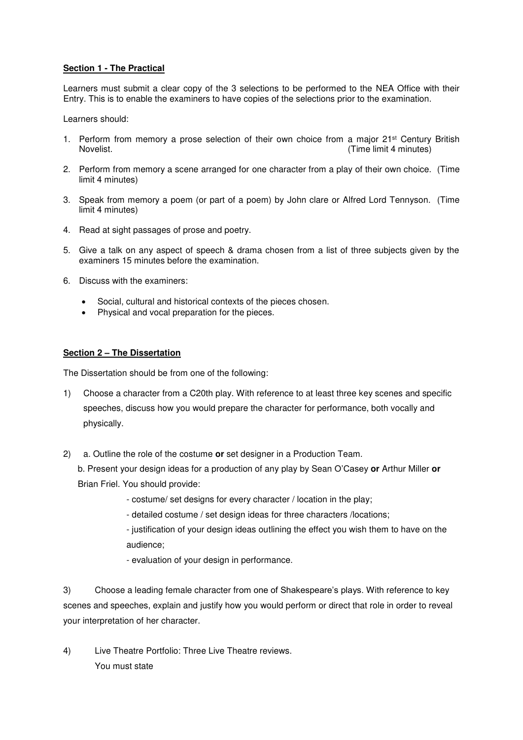**Section 1 - The Practical**

Learners must submit a clear copy of the 3 selections to be performed to the NEA Office with their Entry. This is to enable the examiners to have copies of the selections prior to the examination.

Learners should:

1. Perform from memory a prose selection of their own choice from a major 21st Century British Novelist. (Time limit 4 minutes)

2. Perform from memory a scene arranged for one character from a play of their own choice. (Time limit 4 minutes)

3. Speak from memory a poem (or part of a poem) by John clare or Alfred Lord Tennyson. (Time limit 4 minutes)

4. Read at sight passages of prose and poetry.

5. Give a talk on any aspect of speech & drama chosen from a list of three subjects given by the examiners 15 minutes before the examination.

6. Discuss with the examiners:
   - Social, cultural and historical contexts of the pieces chosen.
   - Physical and vocal preparation for the pieces.

**Section 2 – The Dissertation**

The Dissertation should be from one of the following:

1) Choose a character from a C20th play. With reference to at least three key scenes and specific speeches, discuss how you would prepare the character for performance, both vocally and physically.

2) a. Outline the role of the costume **or** set designer in a Production Team.

   b. Present your design ideas for a production of any play by Sean O'Casey **or** Arthur Miller **or** Brian Friel. You should provide:

   - costume/ set designs for every character / location in the play;
   - detailed costume / set design ideas for three characters /locations;
   - justification of your design ideas outlining the effect you wish them to have on the audience;
   - evaluation of your design in performance.

3) Choose a leading female character from one of Shakespeare's plays. With reference to key scenes and speeches, explain and justify how you would perform or direct that role in order to reveal your interpretation of her character.

4) Live Theatre Portfolio: Three Live Theatre reviews.

   You must state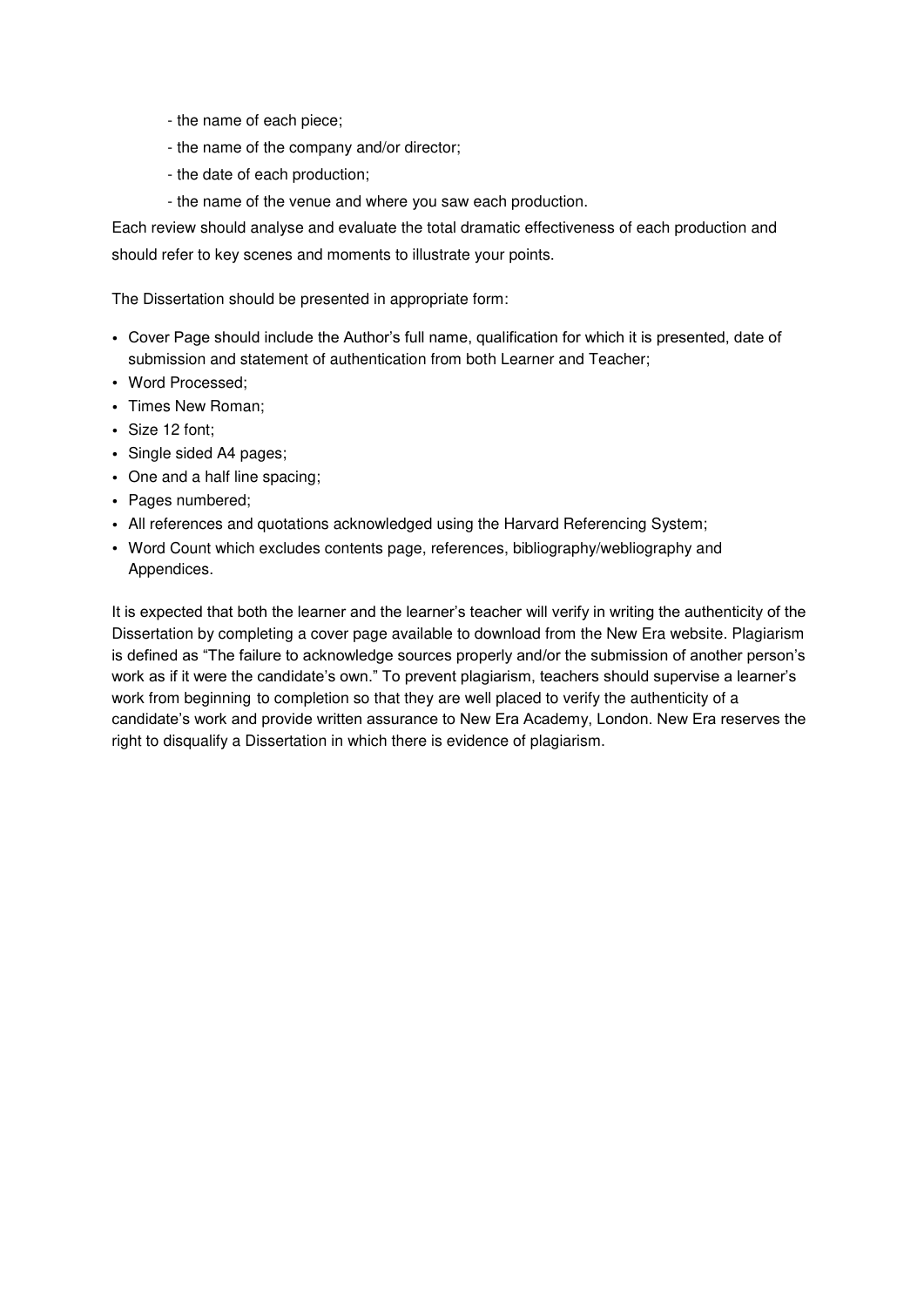- the name of each piece;
- the name of the company and/or director;
- the date of each production;
- the name of the venue and where you saw each production.

Each review should analyse and evaluate the total dramatic effectiveness of each production and should refer to key scenes and moments to illustrate your points.

The Dissertation should be presented in appropriate form:

- Cover Page should include the Author's full name, qualification for which it is presented, date of submission and statement of authentication from both Learner and Teacher;
- Word Processed;
- Times New Roman;
- Size 12 font;
- Single sided A4 pages;
- One and a half line spacing;
- Pages numbered;
- All references and quotations acknowledged using the Harvard Referencing System;
- Word Count which excludes contents page, references, bibliography/webliography and Appendices.

It is expected that both the learner and the learner's teacher will verify in writing the authenticity of the Dissertation by completing a cover page available to download from the New Era website. Plagiarism is defined as "The failure to acknowledge sources properly and/or the submission of another person's work as if it were the candidate's own." To prevent plagiarism, teachers should supervise a learner's work from beginning to completion so that they are well placed to verify the authenticity of a candidate's work and provide written assurance to New Era Academy, London. New Era reserves the right to disqualify a Dissertation in which there is evidence of plagiarism.